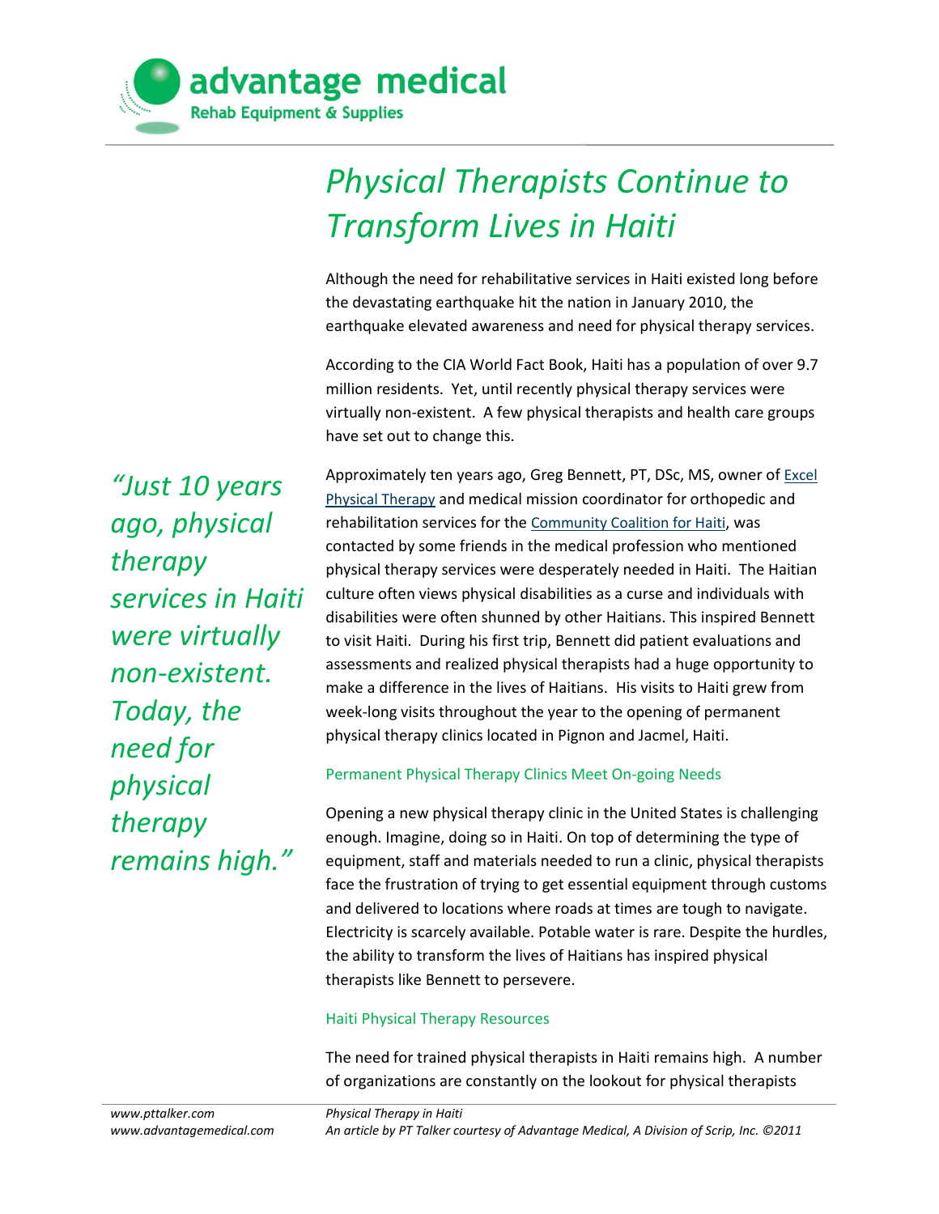advantage medical
Rehab Equipment & Supplies

# *Physical Therapists Continue to Transform Lives in Haiti*

Although the need for rehabilitative services in Haiti existed long before the devastating earthquake hit the nation in January 2010, the earthquake elevated awareness and need for physical therapy services.

According to the CIA World Fact Book, Haiti has a population of over 9.7 million residents. Yet, until recently physical therapy services were virtually non-existent. A few physical therapists and health care groups have set out to change this.

> *"Just 10 years ago, physical therapy services in Haiti were virtually non-existent. Today, the need for physical therapy remains high."*

Approximately ten years ago, Greg Bennett, PT, DSc, MS, owner of Excel Physical Therapy and medical mission coordinator for orthopedic and rehabilitation services for the Community Coalition for Haiti, was contacted by some friends in the medical profession who mentioned physical therapy services were desperately needed in Haiti. The Haitian culture often views physical disabilities as a curse and individuals with disabilities were often shunned by other Haitians. This inspired Bennett to visit Haiti. During his first trip, Bennett did patient evaluations and assessments and realized physical therapists had a huge opportunity to make a difference in the lives of Haitians. His visits to Haiti grew from week-long visits throughout the year to the opening of permanent physical therapy clinics located in Pignon and Jacmel, Haiti.

## Permanent Physical Therapy Clinics Meet On-going Needs

Opening a new physical therapy clinic in the United States is challenging enough. Imagine, doing so in Haiti. On top of determining the type of equipment, staff and materials needed to run a clinic, physical therapists face the frustration of trying to get essential equipment through customs and delivered to locations where roads at times are tough to navigate. Electricity is scarcely available. Potable water is rare. Despite the hurdles, the ability to transform the lives of Haitians has inspired physical therapists like Bennett to persevere.

## Haiti Physical Therapy Resources

The need for trained physical therapists in Haiti remains high. A number of organizations are constantly on the lookout for physical therapists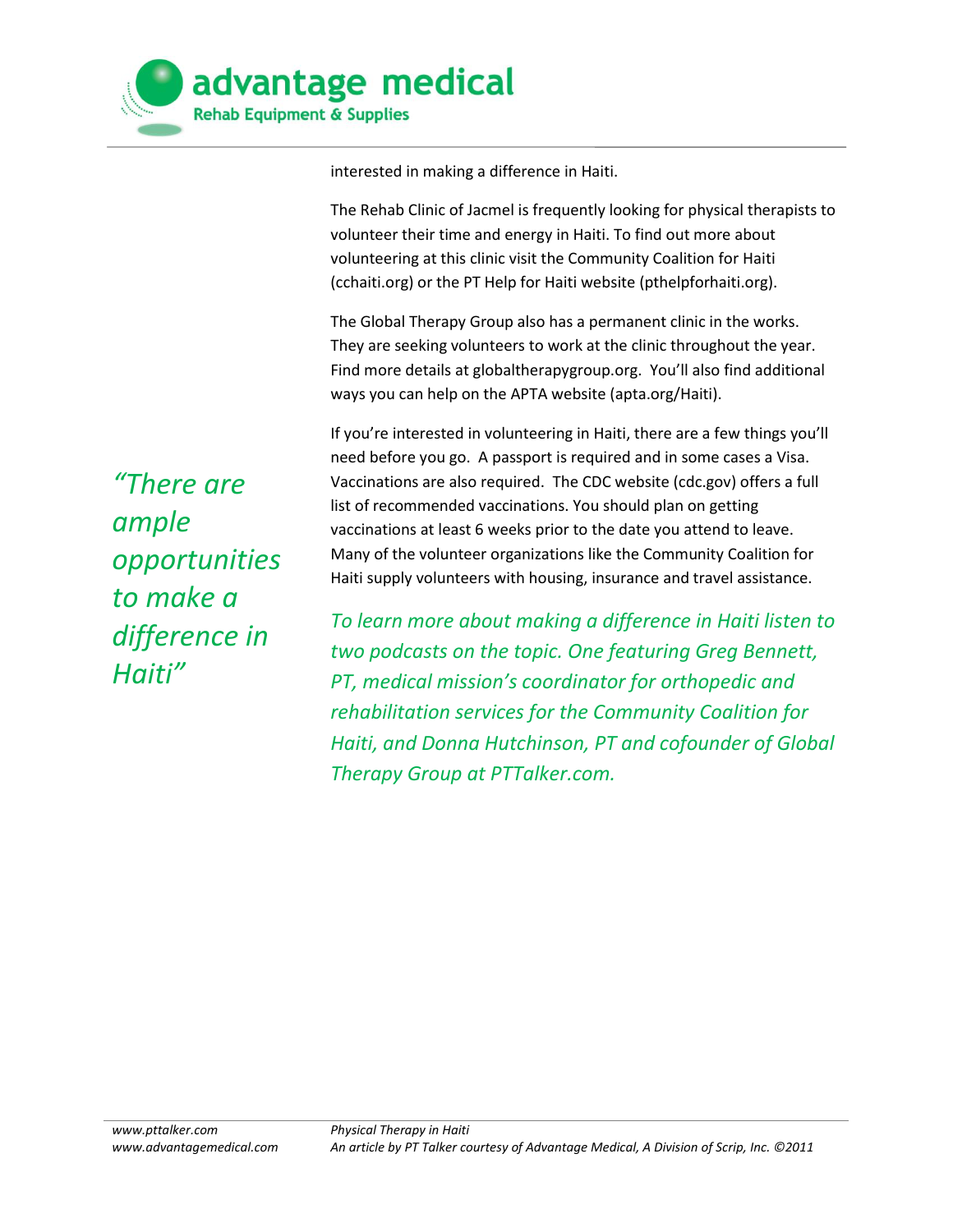interested in making a difference in Haiti.

The Rehab Clinic of Jacmel is frequently looking for physical therapists to volunteer their time and energy in Haiti. To find out more about volunteering at this clinic visit the Community Coalition for Haiti (cchaiti.org) or the PT Help for Haiti website (pthelpforhaiti.org).

The Global Therapy Group also has a permanent clinic in the works. They are seeking volunteers to work at the clinic throughout the year. Find more details at globaltherapygroup.org. You'll also find additional ways you can help on the APTA website (apta.org/Haiti).

*"There are ample opportunities to make a difference in Haiti"*

If you're interested in volunteering in Haiti, there are a few things you'll need before you go. A passport is required and in some cases a Visa. Vaccinations are also required. The CDC website (cdc.gov) offers a full list of recommended vaccinations. You should plan on getting vaccinations at least 6 weeks prior to the date you attend to leave. Many of the volunteer organizations like the Community Coalition for Haiti supply volunteers with housing, insurance and travel assistance.

*To learn more about making a difference in Haiti listen to two podcasts on the topic. One featuring Greg Bennett, PT, medical mission's coordinator for orthopedic and rehabilitation services for the Community Coalition for Haiti, and Donna Hutchinson, PT and cofounder of Global Therapy Group at PTTalker.com.*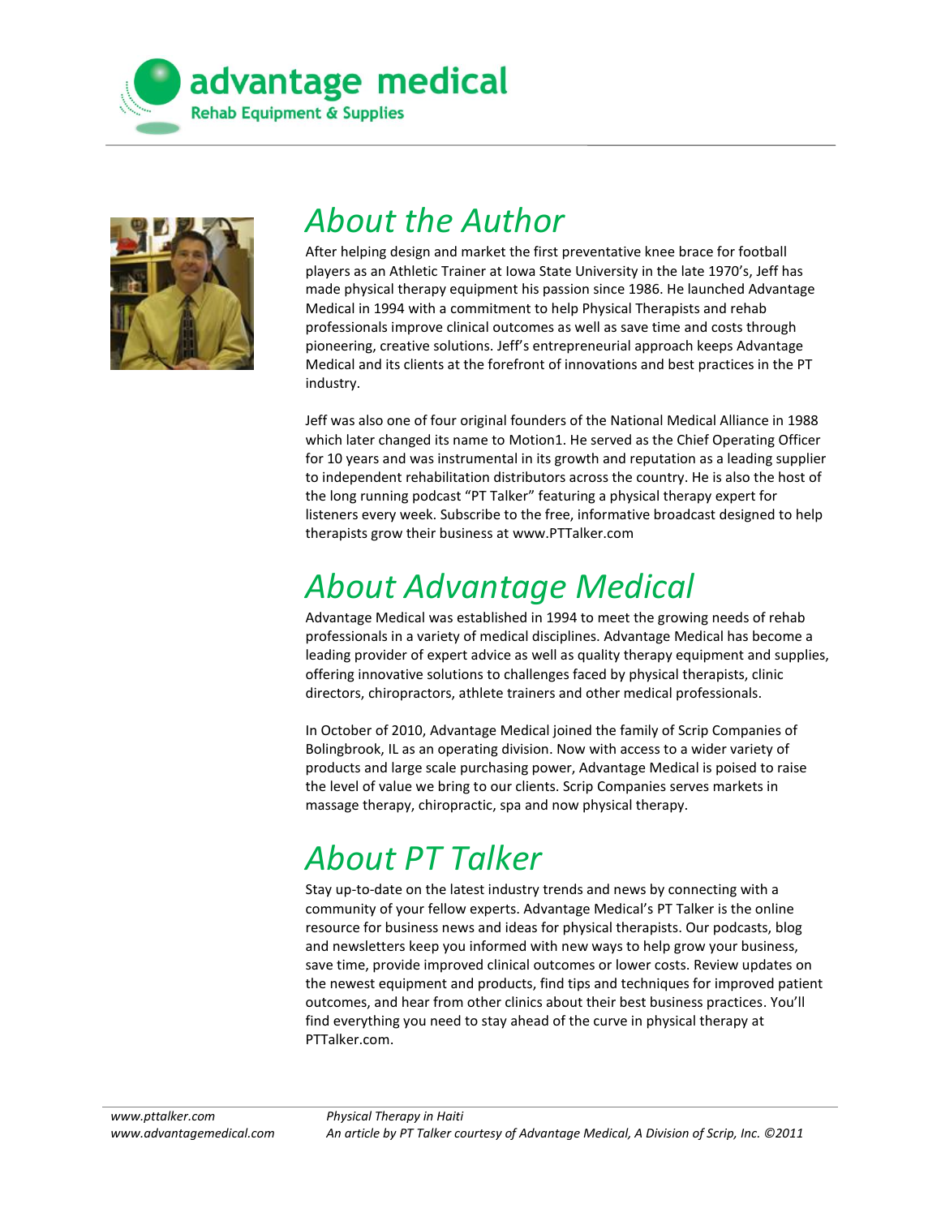# About the Author

After helping design and market the first preventative knee brace for football players as an Athletic Trainer at Iowa State University in the late 1970's, Jeff has made physical therapy equipment his passion since 1986. He launched Advantage Medical in 1994 with a commitment to help Physical Therapists and rehab professionals improve clinical outcomes as well as save time and costs through pioneering, creative solutions. Jeff's entrepreneurial approach keeps Advantage Medical and its clients at the forefront of innovations and best practices in the PT industry.

Jeff was also one of four original founders of the National Medical Alliance in 1988 which later changed its name to Motion1. He served as the Chief Operating Officer for 10 years and was instrumental in its growth and reputation as a leading supplier to independent rehabilitation distributors across the country. He is also the host of the long running podcast "PT Talker" featuring a physical therapy expert for listeners every week. Subscribe to the free, informative broadcast designed to help therapists grow their business at www.PTTalker.com

# About Advantage Medical

Advantage Medical was established in 1994 to meet the growing needs of rehab professionals in a variety of medical disciplines. Advantage Medical has become a leading provider of expert advice as well as quality therapy equipment and supplies, offering innovative solutions to challenges faced by physical therapists, clinic directors, chiropractors, athlete trainers and other medical professionals.

In October of 2010, Advantage Medical joined the family of Scrip Companies of Bolingbrook, IL as an operating division. Now with access to a wider variety of products and large scale purchasing power, Advantage Medical is poised to raise the level of value we bring to our clients. Scrip Companies serves markets in massage therapy, chiropractic, spa and now physical therapy.

# About PT Talker

Stay up-to-date on the latest industry trends and news by connecting with a community of your fellow experts. Advantage Medical's PT Talker is the online resource for business news and ideas for physical therapists. Our podcasts, blog and newsletters keep you informed with new ways to help grow your business, save time, provide improved clinical outcomes or lower costs. Review updates on the newest equipment and products, find tips and techniques for improved patient outcomes, and hear from other clinics about their best business practices. You'll find everything you need to stay ahead of the curve in physical therapy at PTTalker.com.